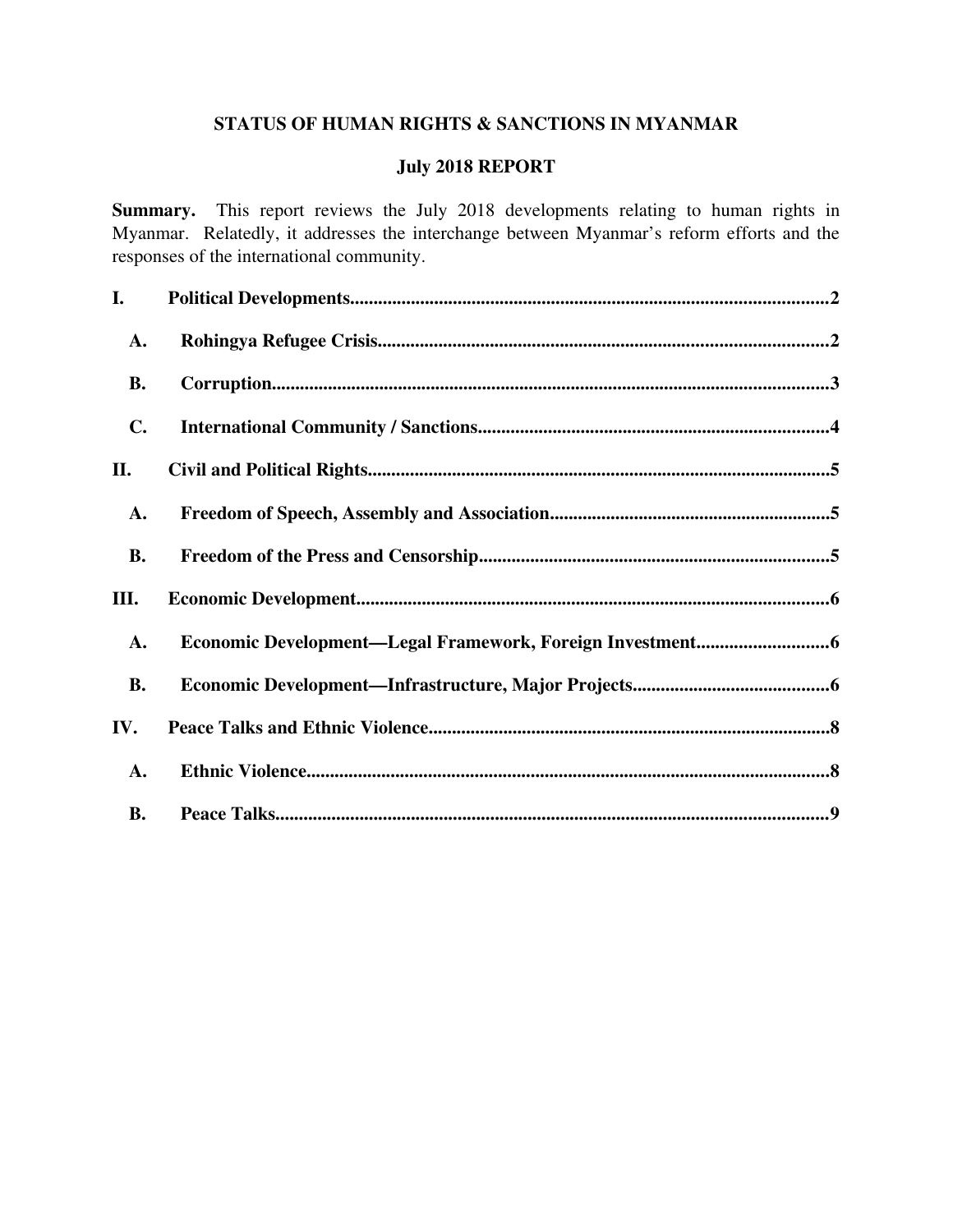# STATUS OF HUMAN RIGHTS & SANCTIONS IN MYANMAR

## July 2018 REPORT

**Summary.** This report reviews the July 2018 developments relating to human rights in Myanmar. Relatedly, it addresses the interchange between Myanmar's reform efforts and the responses of the international community.

**I. Political Developments....................................................................................................2**

- **A. Rohingya Refugee Crisis...............................................................................................2**
- **B. Corruption......................................................................................................................3**
- **C. International Community / Sanctions..........................................................................4**

**II. Civil and Political Rights.................................................................................................5**

- **A. Freedom of Speech, Assembly and Association...........................................................5**
- **B. Freedom of the Press and Censorship..........................................................................5**

**III. Economic Development...................................................................................................6**

- **A. Economic Development—Legal Framework, Foreign Investment............................6**
- **B. Economic Development—Infrastructure, Major Projects..........................................6**

**IV. Peace Talks and Ethnic Violence....................................................................................8**

- **A. Ethnic Violence..............................................................................................................8**
- **B. Peace Talks.....................................................................................................................9**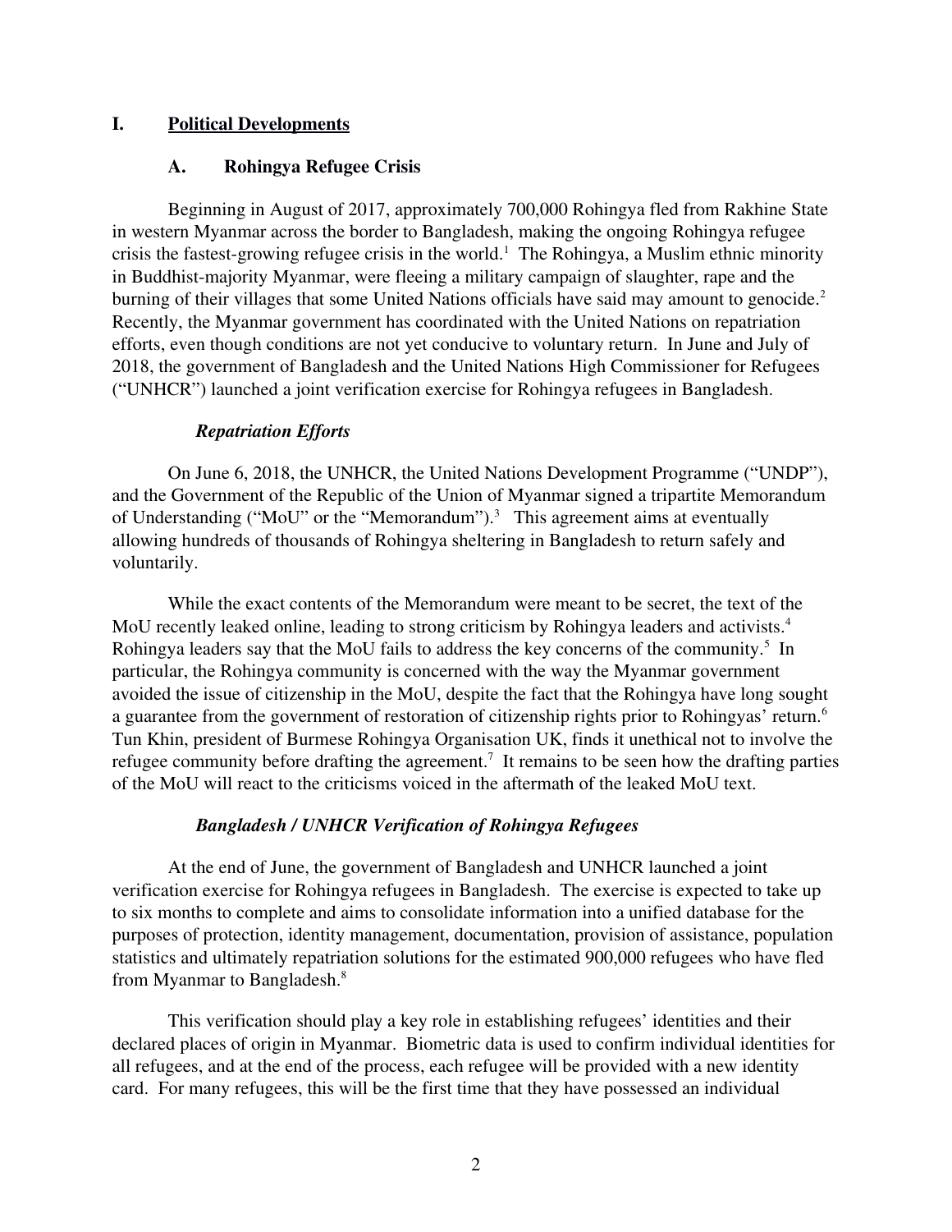# I. Political Developments

## A. Rohingya Refugee Crisis

Beginning in August of 2017, approximately 700,000 Rohingya fled from Rakhine State in western Myanmar across the border to Bangladesh, making the ongoing Rohingya refugee crisis the fastest-growing refugee crisis in the world.[1] The Rohingya, a Muslim ethnic minority in Buddhist-majority Myanmar, were fleeing a military campaign of slaughter, rape and the burning of their villages that some United Nations officials have said may amount to genocide.[2] Recently, the Myanmar government has coordinated with the United Nations on repatriation efforts, even though conditions are not yet conducive to voluntary return. In June and July of 2018, the government of Bangladesh and the United Nations High Commissioner for Refugees ("UNHCR") launched a joint verification exercise for Rohingya refugees in Bangladesh.

### *Repatriation Efforts*

On June 6, 2018, the UNHCR, the United Nations Development Programme ("UNDP"), and the Government of the Republic of the Union of Myanmar signed a tripartite Memorandum of Understanding ("MoU" or the "Memorandum").[3] This agreement aims at eventually allowing hundreds of thousands of Rohingya sheltering in Bangladesh to return safely and voluntarily.

While the exact contents of the Memorandum were meant to be secret, the text of the MoU recently leaked online, leading to strong criticism by Rohingya leaders and activists.[4] Rohingya leaders say that the MoU fails to address the key concerns of the community.[5] In particular, the Rohingya community is concerned with the way the Myanmar government avoided the issue of citizenship in the MoU, despite the fact that the Rohingya have long sought a guarantee from the government of restoration of citizenship rights prior to Rohingyas' return.[6] Tun Khin, president of Burmese Rohingya Organisation UK, finds it unethical not to involve the refugee community before drafting the agreement.[7] It remains to be seen how the drafting parties of the MoU will react to the criticisms voiced in the aftermath of the leaked MoU text.

### *Bangladesh / UNHCR Verification of Rohingya Refugees*

At the end of June, the government of Bangladesh and UNHCR launched a joint verification exercise for Rohingya refugees in Bangladesh. The exercise is expected to take up to six months to complete and aims to consolidate information into a unified database for the purposes of protection, identity management, documentation, provision of assistance, population statistics and ultimately repatriation solutions for the estimated 900,000 refugees who have fled from Myanmar to Bangladesh.[8]

This verification should play a key role in establishing refugees' identities and their declared places of origin in Myanmar. Biometric data is used to confirm individual identities for all refugees, and at the end of the process, each refugee will be provided with a new identity card. For many refugees, this will be the first time that they have possessed an individual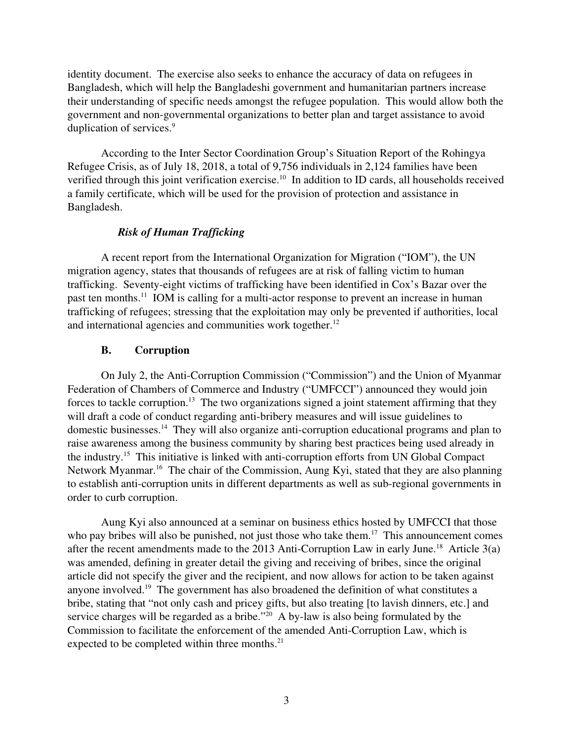identity document. The exercise also seeks to enhance the accuracy of data on refugees in Bangladesh, which will help the Bangladeshi government and humanitarian partners increase their understanding of specific needs amongst the refugee population. This would allow both the government and non-governmental organizations to better plan and target assistance to avoid duplication of services.[9]

According to the Inter Sector Coordination Group's Situation Report of the Rohingya Refugee Crisis, as of July 18, 2018, a total of 9,756 individuals in 2,124 families have been verified through this joint verification exercise.[10] In addition to ID cards, all households received a family certificate, which will be used for the provision of protection and assistance in Bangladesh.

***Risk of Human Trafficking***

A recent report from the International Organization for Migration ("IOM"), the UN migration agency, states that thousands of refugees are at risk of falling victim to human trafficking. Seventy-eight victims of trafficking have been identified in Cox's Bazar over the past ten months.[11] IOM is calling for a multi-actor response to prevent an increase in human trafficking of refugees; stressing that the exploitation may only be prevented if authorities, local and international agencies and communities work together.[12]

### B. Corruption

On July 2, the Anti-Corruption Commission ("Commission") and the Union of Myanmar Federation of Chambers of Commerce and Industry ("UMFCCI") announced they would join forces to tackle corruption.[13] The two organizations signed a joint statement affirming that they will draft a code of conduct regarding anti-bribery measures and will issue guidelines to domestic businesses.[14] They will also organize anti-corruption educational programs and plan to raise awareness among the business community by sharing best practices being used already in the industry.[15] This initiative is linked with anti-corruption efforts from UN Global Compact Network Myanmar.[16] The chair of the Commission, Aung Kyi, stated that they are also planning to establish anti-corruption units in different departments as well as sub-regional governments in order to curb corruption.

Aung Kyi also announced at a seminar on business ethics hosted by UMFCCI that those who pay bribes will also be punished, not just those who take them.[17] This announcement comes after the recent amendments made to the 2013 Anti-Corruption Law in early June.[18] Article 3(a) was amended, defining in greater detail the giving and receiving of bribes, since the original article did not specify the giver and the recipient, and now allows for action to be taken against anyone involved.[19] The government has also broadened the definition of what constitutes a bribe, stating that "not only cash and pricey gifts, but also treating [to lavish dinners, etc.] and service charges will be regarded as a bribe."[20] A by-law is also being formulated by the Commission to facilitate the enforcement of the amended Anti-Corruption Law, which is expected to be completed within three months.[21]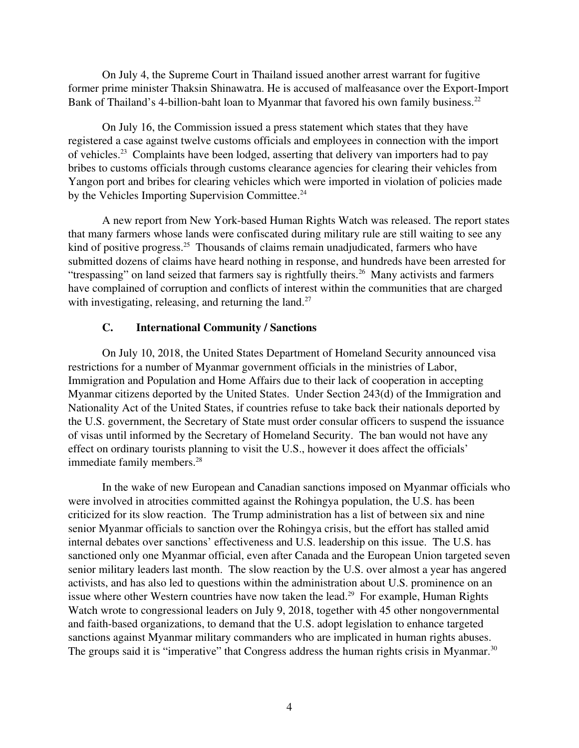On July 4, the Supreme Court in Thailand issued another arrest warrant for fugitive former prime minister Thaksin Shinawatra. He is accused of malfeasance over the Export-Import Bank of Thailand's 4-billion-baht loan to Myanmar that favored his own family business.[22]

On July 16, the Commission issued a press statement which states that they have registered a case against twelve customs officials and employees in connection with the import of vehicles.[23] Complaints have been lodged, asserting that delivery van importers had to pay bribes to customs officials through customs clearance agencies for clearing their vehicles from Yangon port and bribes for clearing vehicles which were imported in violation of policies made by the Vehicles Importing Supervision Committee.[24]

A new report from New York-based Human Rights Watch was released. The report states that many farmers whose lands were confiscated during military rule are still waiting to see any kind of positive progress.[25] Thousands of claims remain unadjudicated, farmers who have submitted dozens of claims have heard nothing in response, and hundreds have been arrested for "trespassing" on land seized that farmers say is rightfully theirs.[26] Many activists and farmers have complained of corruption and conflicts of interest within the communities that are charged with investigating, releasing, and returning the land.[27]

### C. International Community / Sanctions

On July 10, 2018, the United States Department of Homeland Security announced visa restrictions for a number of Myanmar government officials in the ministries of Labor, Immigration and Population and Home Affairs due to their lack of cooperation in accepting Myanmar citizens deported by the United States. Under Section 243(d) of the Immigration and Nationality Act of the United States, if countries refuse to take back their nationals deported by the U.S. government, the Secretary of State must order consular officers to suspend the issuance of visas until informed by the Secretary of Homeland Security. The ban would not have any effect on ordinary tourists planning to visit the U.S., however it does affect the officials' immediate family members.[28]

In the wake of new European and Canadian sanctions imposed on Myanmar officials who were involved in atrocities committed against the Rohingya population, the U.S. has been criticized for its slow reaction. The Trump administration has a list of between six and nine senior Myanmar officials to sanction over the Rohingya crisis, but the effort has stalled amid internal debates over sanctions' effectiveness and U.S. leadership on this issue. The U.S. has sanctioned only one Myanmar official, even after Canada and the European Union targeted seven senior military leaders last month. The slow reaction by the U.S. over almost a year has angered activists, and has also led to questions within the administration about U.S. prominence on an issue where other Western countries have now taken the lead.[29] For example, Human Rights Watch wrote to congressional leaders on July 9, 2018, together with 45 other nongovernmental and faith-based organizations, to demand that the U.S. adopt legislation to enhance targeted sanctions against Myanmar military commanders who are implicated in human rights abuses. The groups said it is "imperative" that Congress address the human rights crisis in Myanmar.[30]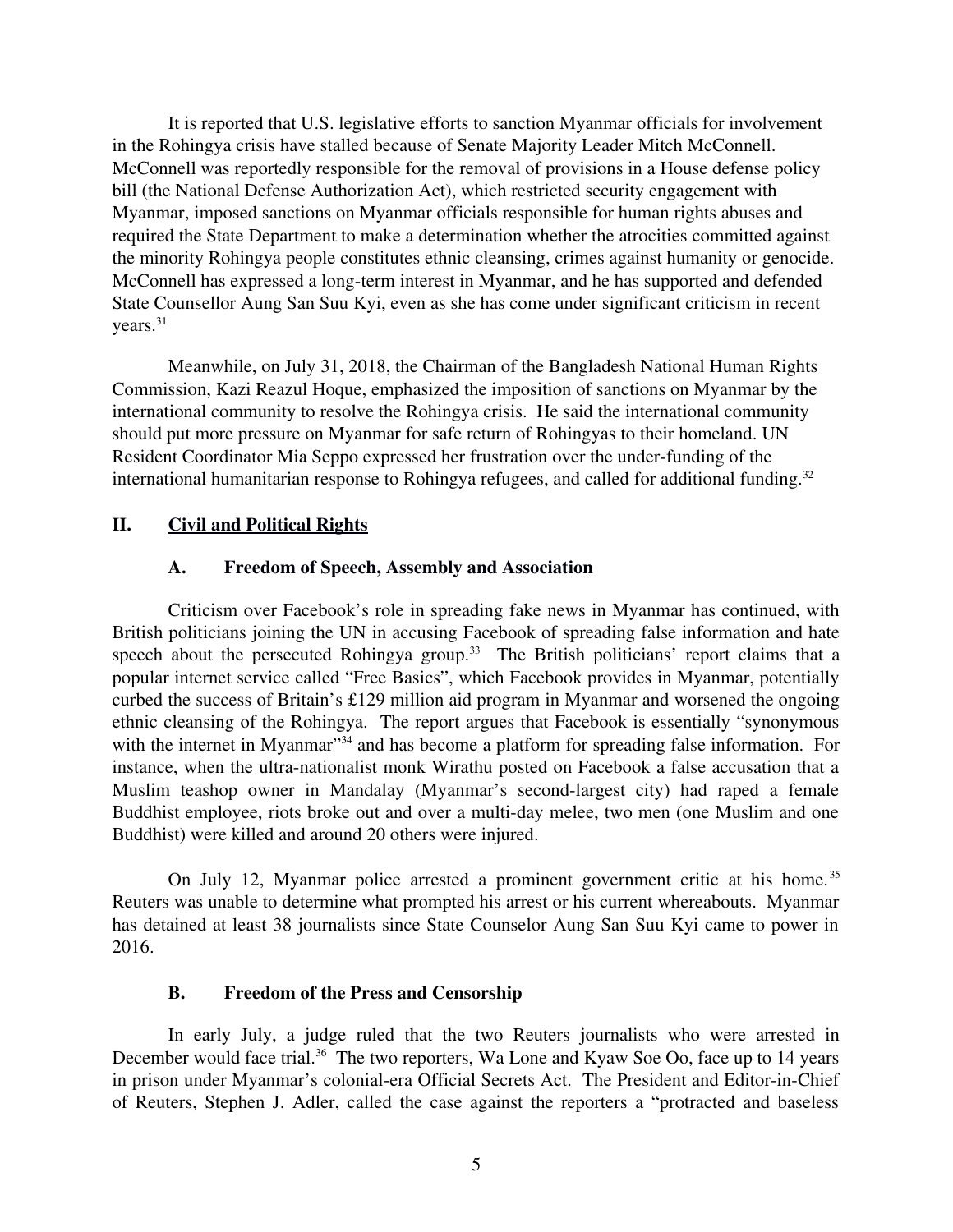It is reported that U.S. legislative efforts to sanction Myanmar officials for involvement in the Rohingya crisis have stalled because of Senate Majority Leader Mitch McConnell. McConnell was reportedly responsible for the removal of provisions in a House defense policy bill (the National Defense Authorization Act), which restricted security engagement with Myanmar, imposed sanctions on Myanmar officials responsible for human rights abuses and required the State Department to make a determination whether the atrocities committed against the minority Rohingya people constitutes ethnic cleansing, crimes against humanity or genocide. McConnell has expressed a long-term interest in Myanmar, and he has supported and defended State Counsellor Aung San Suu Kyi, even as she has come under significant criticism in recent years.[31]

Meanwhile, on July 31, 2018, the Chairman of the Bangladesh National Human Rights Commission, Kazi Reazul Hoque, emphasized the imposition of sanctions on Myanmar by the international community to resolve the Rohingya crisis. He said the international community should put more pressure on Myanmar for safe return of Rohingyas to their homeland. UN Resident Coordinator Mia Seppo expressed her frustration over the under-funding of the international humanitarian response to Rohingya refugees, and called for additional funding.[32]

## II. Civil and Political Rights

### A. Freedom of Speech, Assembly and Association

Criticism over Facebook's role in spreading fake news in Myanmar has continued, with British politicians joining the UN in accusing Facebook of spreading false information and hate speech about the persecuted Rohingya group.[33] The British politicians' report claims that a popular internet service called "Free Basics", which Facebook provides in Myanmar, potentially curbed the success of Britain's £129 million aid program in Myanmar and worsened the ongoing ethnic cleansing of the Rohingya. The report argues that Facebook is essentially "synonymous with the internet in Myanmar"[34] and has become a platform for spreading false information. For instance, when the ultra-nationalist monk Wirathu posted on Facebook a false accusation that a Muslim teashop owner in Mandalay (Myanmar's second-largest city) had raped a female Buddhist employee, riots broke out and over a multi-day melee, two men (one Muslim and one Buddhist) were killed and around 20 others were injured.

On July 12, Myanmar police arrested a prominent government critic at his home.[35] Reuters was unable to determine what prompted his arrest or his current whereabouts. Myanmar has detained at least 38 journalists since State Counselor Aung San Suu Kyi came to power in 2016.

### B. Freedom of the Press and Censorship

In early July, a judge ruled that the two Reuters journalists who were arrested in December would face trial.[36] The two reporters, Wa Lone and Kyaw Soe Oo, face up to 14 years in prison under Myanmar's colonial-era Official Secrets Act. The President and Editor-in-Chief of Reuters, Stephen J. Adler, called the case against the reporters a "protracted and baseless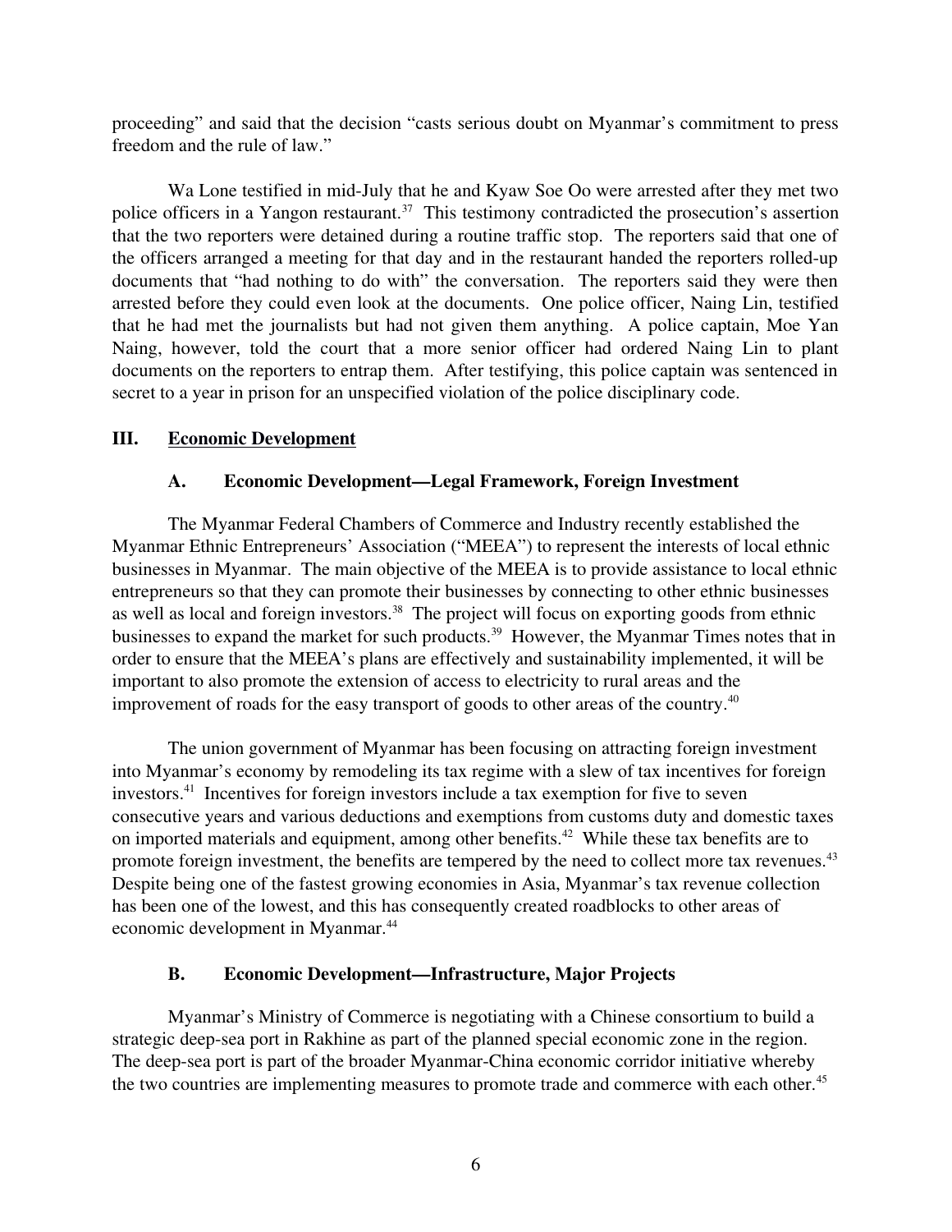proceeding" and said that the decision "casts serious doubt on Myanmar's commitment to press freedom and the rule of law."

Wa Lone testified in mid-July that he and Kyaw Soe Oo were arrested after they met two police officers in a Yangon restaurant.[37] This testimony contradicted the prosecution's assertion that the two reporters were detained during a routine traffic stop. The reporters said that one of the officers arranged a meeting for that day and in the restaurant handed the reporters rolled-up documents that "had nothing to do with" the conversation. The reporters said they were then arrested before they could even look at the documents. One police officer, Naing Lin, testified that he had met the journalists but had not given them anything. A police captain, Moe Yan Naing, however, told the court that a more senior officer had ordered Naing Lin to plant documents on the reporters to entrap them. After testifying, this police captain was sentenced in secret to a year in prison for an unspecified violation of the police disciplinary code.

## III. Economic Development

### A. Economic Development—Legal Framework, Foreign Investment

The Myanmar Federal Chambers of Commerce and Industry recently established the Myanmar Ethnic Entrepreneurs' Association ("MEEA") to represent the interests of local ethnic businesses in Myanmar. The main objective of the MEEA is to provide assistance to local ethnic entrepreneurs so that they can promote their businesses by connecting to other ethnic businesses as well as local and foreign investors.[38] The project will focus on exporting goods from ethnic businesses to expand the market for such products.[39] However, the Myanmar Times notes that in order to ensure that the MEEA's plans are effectively and sustainability implemented, it will be important to also promote the extension of access to electricity to rural areas and the improvement of roads for the easy transport of goods to other areas of the country.[40]

The union government of Myanmar has been focusing on attracting foreign investment into Myanmar's economy by remodeling its tax regime with a slew of tax incentives for foreign investors.[41] Incentives for foreign investors include a tax exemption for five to seven consecutive years and various deductions and exemptions from customs duty and domestic taxes on imported materials and equipment, among other benefits.[42] While these tax benefits are to promote foreign investment, the benefits are tempered by the need to collect more tax revenues.[43] Despite being one of the fastest growing economies in Asia, Myanmar's tax revenue collection has been one of the lowest, and this has consequently created roadblocks to other areas of economic development in Myanmar.[44]

### B. Economic Development—Infrastructure, Major Projects

Myanmar's Ministry of Commerce is negotiating with a Chinese consortium to build a strategic deep-sea port in Rakhine as part of the planned special economic zone in the region. The deep-sea port is part of the broader Myanmar-China economic corridor initiative whereby the two countries are implementing measures to promote trade and commerce with each other.[45]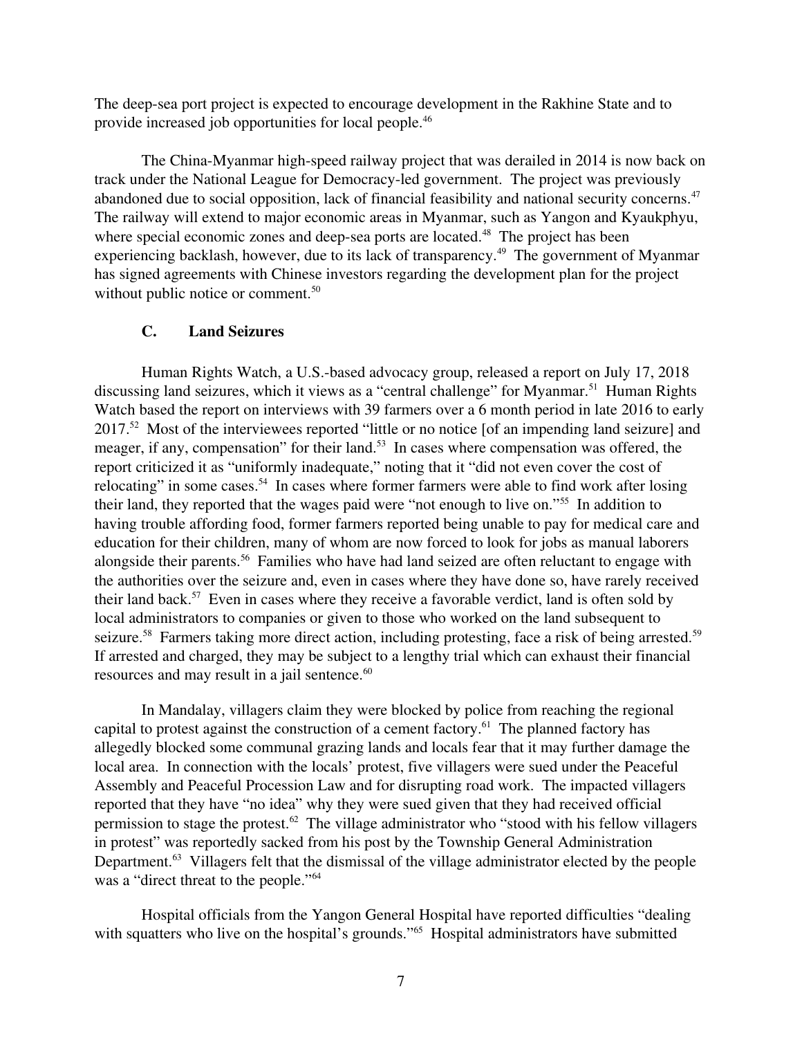The deep-sea port project is expected to encourage development in the Rakhine State and to provide increased job opportunities for local people.[46]

The China-Myanmar high-speed railway project that was derailed in 2014 is now back on track under the National League for Democracy-led government. The project was previously abandoned due to social opposition, lack of financial feasibility and national security concerns.[47] The railway will extend to major economic areas in Myanmar, such as Yangon and Kyaukphyu, where special economic zones and deep-sea ports are located.[48] The project has been experiencing backlash, however, due to its lack of transparency.[49] The government of Myanmar has signed agreements with Chinese investors regarding the development plan for the project without public notice or comment.[50]

### C. Land Seizures

Human Rights Watch, a U.S.-based advocacy group, released a report on July 17, 2018 discussing land seizures, which it views as a "central challenge" for Myanmar.[51] Human Rights Watch based the report on interviews with 39 farmers over a 6 month period in late 2016 to early 2017.[52] Most of the interviewees reported "little or no notice [of an impending land seizure] and meager, if any, compensation" for their land.[53] In cases where compensation was offered, the report criticized it as "uniformly inadequate," noting that it "did not even cover the cost of relocating" in some cases.[54] In cases where former farmers were able to find work after losing their land, they reported that the wages paid were "not enough to live on."[55] In addition to having trouble affording food, former farmers reported being unable to pay for medical care and education for their children, many of whom are now forced to look for jobs as manual laborers alongside their parents.[56] Families who have had land seized are often reluctant to engage with the authorities over the seizure and, even in cases where they have done so, have rarely received their land back.[57] Even in cases where they receive a favorable verdict, land is often sold by local administrators to companies or given to those who worked on the land subsequent to seizure.[58] Farmers taking more direct action, including protesting, face a risk of being arrested.[59] If arrested and charged, they may be subject to a lengthy trial which can exhaust their financial resources and may result in a jail sentence.[60]

In Mandalay, villagers claim they were blocked by police from reaching the regional capital to protest against the construction of a cement factory.[61] The planned factory has allegedly blocked some communal grazing lands and locals fear that it may further damage the local area. In connection with the locals' protest, five villagers were sued under the Peaceful Assembly and Peaceful Procession Law and for disrupting road work. The impacted villagers reported that they have "no idea" why they were sued given that they had received official permission to stage the protest.[62] The village administrator who "stood with his fellow villagers in protest" was reportedly sacked from his post by the Township General Administration Department.[63] Villagers felt that the dismissal of the village administrator elected by the people was a "direct threat to the people."[64]

Hospital officials from the Yangon General Hospital have reported difficulties "dealing with squatters who live on the hospital's grounds."[65] Hospital administrators have submitted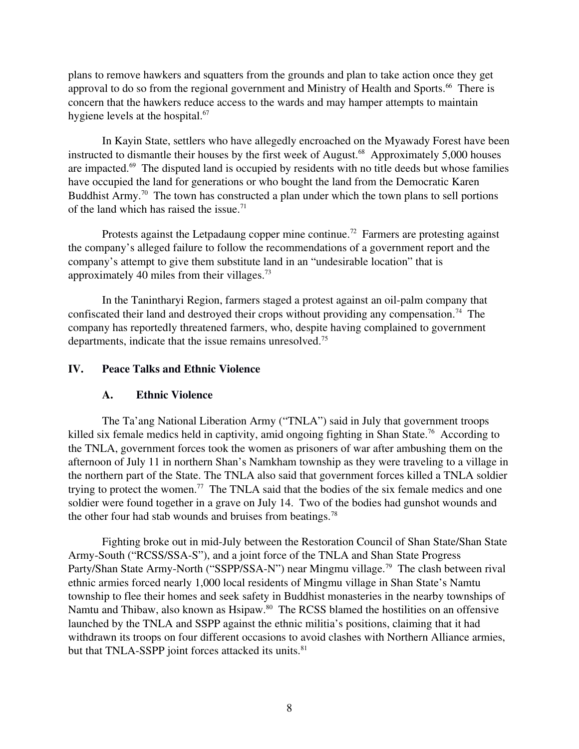plans to remove hawkers and squatters from the grounds and plan to take action once they get approval to do so from the regional government and Ministry of Health and Sports.[66] There is concern that the hawkers reduce access to the wards and may hamper attempts to maintain hygiene levels at the hospital.[67]

In Kayin State, settlers who have allegedly encroached on the Myawady Forest have been instructed to dismantle their houses by the first week of August.[68] Approximately 5,000 houses are impacted.[69] The disputed land is occupied by residents with no title deeds but whose families have occupied the land for generations or who bought the land from the Democratic Karen Buddhist Army.[70] The town has constructed a plan under which the town plans to sell portions of the land which has raised the issue.[71]

Protests against the Letpadaung copper mine continue.[72] Farmers are protesting against the company's alleged failure to follow the recommendations of a government report and the company's attempt to give them substitute land in an "undesirable location" that is approximately 40 miles from their villages.[73]

In the Tanintharyi Region, farmers staged a protest against an oil-palm company that confiscated their land and destroyed their crops without providing any compensation.[74] The company has reportedly threatened farmers, who, despite having complained to government departments, indicate that the issue remains unresolved.[75]

## IV. Peace Talks and Ethnic Violence

### A. Ethnic Violence

The Ta'ang National Liberation Army ("TNLA") said in July that government troops killed six female medics held in captivity, amid ongoing fighting in Shan State.[76] According to the TNLA, government forces took the women as prisoners of war after ambushing them on the afternoon of July 11 in northern Shan's Namkham township as they were traveling to a village in the northern part of the State. The TNLA also said that government forces killed a TNLA soldier trying to protect the women.[77] The TNLA said that the bodies of the six female medics and one soldier were found together in a grave on July 14. Two of the bodies had gunshot wounds and the other four had stab wounds and bruises from beatings.[78]

Fighting broke out in mid-July between the Restoration Council of Shan State/Shan State Army-South ("RCSS/SSA-S"), and a joint force of the TNLA and Shan State Progress Party/Shan State Army-North ("SSPP/SSA-N") near Mingmu village.[79] The clash between rival ethnic armies forced nearly 1,000 local residents of Mingmu village in Shan State's Namtu township to flee their homes and seek safety in Buddhist monasteries in the nearby townships of Namtu and Thibaw, also known as Hsipaw.[80] The RCSS blamed the hostilities on an offensive launched by the TNLA and SSPP against the ethnic militia's positions, claiming that it had withdrawn its troops on four different occasions to avoid clashes with Northern Alliance armies, but that TNLA-SSPP joint forces attacked its units.[81]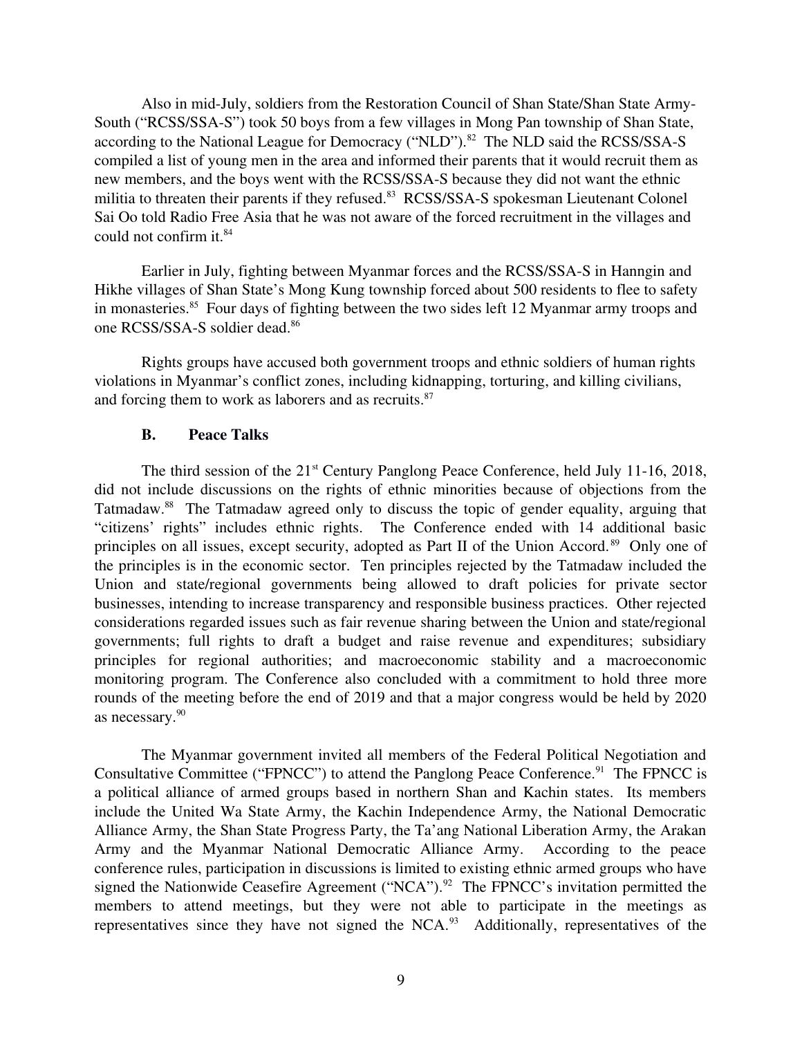Also in mid-July, soldiers from the Restoration Council of Shan State/Shan State Army-South ("RCSS/SSA-S") took 50 boys from a few villages in Mong Pan township of Shan State, according to the National League for Democracy ("NLD").[82] The NLD said the RCSS/SSA-S compiled a list of young men in the area and informed their parents that it would recruit them as new members, and the boys went with the RCSS/SSA-S because they did not want the ethnic militia to threaten their parents if they refused.[83] RCSS/SSA-S spokesman Lieutenant Colonel Sai Oo told Radio Free Asia that he was not aware of the forced recruitment in the villages and could not confirm it.[84]

Earlier in July, fighting between Myanmar forces and the RCSS/SSA-S in Hanngin and Hikhe villages of Shan State's Mong Kung township forced about 500 residents to flee to safety in monasteries.[85] Four days of fighting between the two sides left 12 Myanmar army troops and one RCSS/SSA-S soldier dead.[86]

Rights groups have accused both government troops and ethnic soldiers of human rights violations in Myanmar's conflict zones, including kidnapping, torturing, and killing civilians, and forcing them to work as laborers and as recruits.[87]

### B. Peace Talks

The third session of the 21st Century Panglong Peace Conference, held July 11-16, 2018, did not include discussions on the rights of ethnic minorities because of objections from the Tatmadaw.[88] The Tatmadaw agreed only to discuss the topic of gender equality, arguing that "citizens' rights" includes ethnic rights. The Conference ended with 14 additional basic principles on all issues, except security, adopted as Part II of the Union Accord.[89] Only one of the principles is in the economic sector. Ten principles rejected by the Tatmadaw included the Union and state/regional governments being allowed to draft policies for private sector businesses, intending to increase transparency and responsible business practices. Other rejected considerations regarded issues such as fair revenue sharing between the Union and state/regional governments; full rights to draft a budget and raise revenue and expenditures; subsidiary principles for regional authorities; and macroeconomic stability and a macroeconomic monitoring program. The Conference also concluded with a commitment to hold three more rounds of the meeting before the end of 2019 and that a major congress would be held by 2020 as necessary.[90]

The Myanmar government invited all members of the Federal Political Negotiation and Consultative Committee ("FPNCC") to attend the Panglong Peace Conference.[91] The FPNCC is a political alliance of armed groups based in northern Shan and Kachin states. Its members include the United Wa State Army, the Kachin Independence Army, the National Democratic Alliance Army, the Shan State Progress Party, the Ta'ang National Liberation Army, the Arakan Army and the Myanmar National Democratic Alliance Army. According to the peace conference rules, participation in discussions is limited to existing ethnic armed groups who have signed the Nationwide Ceasefire Agreement ("NCA").[92] The FPNCC's invitation permitted the members to attend meetings, but they were not able to participate in the meetings as representatives since they have not signed the NCA.[93] Additionally, representatives of the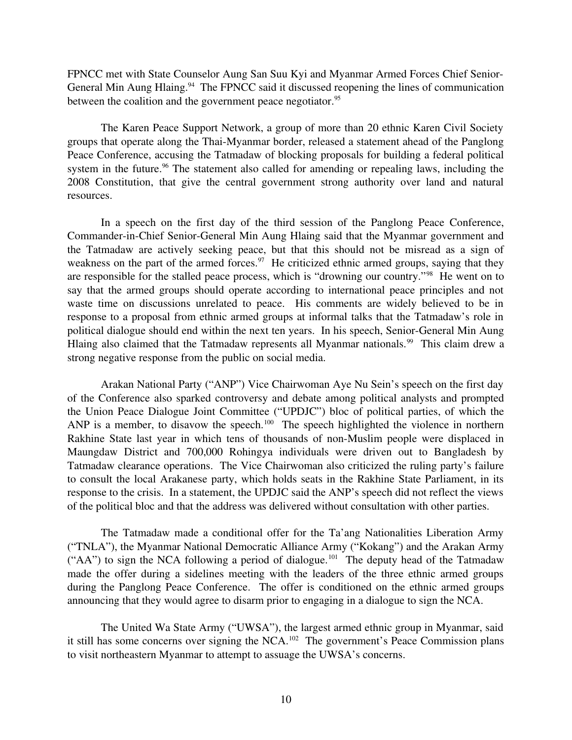FPNCC met with State Counselor Aung San Suu Kyi and Myanmar Armed Forces Chief Senior-General Min Aung Hlaing.[94] The FPNCC said it discussed reopening the lines of communication between the coalition and the government peace negotiator.[95]

The Karen Peace Support Network, a group of more than 20 ethnic Karen Civil Society groups that operate along the Thai-Myanmar border, released a statement ahead of the Panglong Peace Conference, accusing the Tatmadaw of blocking proposals for building a federal political system in the future.[96] The statement also called for amending or repealing laws, including the 2008 Constitution, that give the central government strong authority over land and natural resources.

In a speech on the first day of the third session of the Panglong Peace Conference, Commander-in-Chief Senior-General Min Aung Hlaing said that the Myanmar government and the Tatmadaw are actively seeking peace, but that this should not be misread as a sign of weakness on the part of the armed forces.[97] He criticized ethnic armed groups, saying that they are responsible for the stalled peace process, which is "drowning our country."[98] He went on to say that the armed groups should operate according to international peace principles and not waste time on discussions unrelated to peace. His comments are widely believed to be in response to a proposal from ethnic armed groups at informal talks that the Tatmadaw's role in political dialogue should end within the next ten years. In his speech, Senior-General Min Aung Hlaing also claimed that the Tatmadaw represents all Myanmar nationals.[99] This claim drew a strong negative response from the public on social media.

Arakan National Party ("ANP") Vice Chairwoman Aye Nu Sein's speech on the first day of the Conference also sparked controversy and debate among political analysts and prompted the Union Peace Dialogue Joint Committee ("UPDJC") bloc of political parties, of which the ANP is a member, to disavow the speech.[100] The speech highlighted the violence in northern Rakhine State last year in which tens of thousands of non-Muslim people were displaced in Maungdaw District and 700,000 Rohingya individuals were driven out to Bangladesh by Tatmadaw clearance operations. The Vice Chairwoman also criticized the ruling party's failure to consult the local Arakanese party, which holds seats in the Rakhine State Parliament, in its response to the crisis. In a statement, the UPDJC said the ANP's speech did not reflect the views of the political bloc and that the address was delivered without consultation with other parties.

The Tatmadaw made a conditional offer for the Ta'ang Nationalities Liberation Army ("TNLA"), the Myanmar National Democratic Alliance Army ("Kokang") and the Arakan Army ("AA") to sign the NCA following a period of dialogue.[101] The deputy head of the Tatmadaw made the offer during a sidelines meeting with the leaders of the three ethnic armed groups during the Panglong Peace Conference. The offer is conditioned on the ethnic armed groups announcing that they would agree to disarm prior to engaging in a dialogue to sign the NCA.

The United Wa State Army ("UWSA"), the largest armed ethnic group in Myanmar, said it still has some concerns over signing the NCA.[102] The government's Peace Commission plans to visit northeastern Myanmar to attempt to assuage the UWSA's concerns.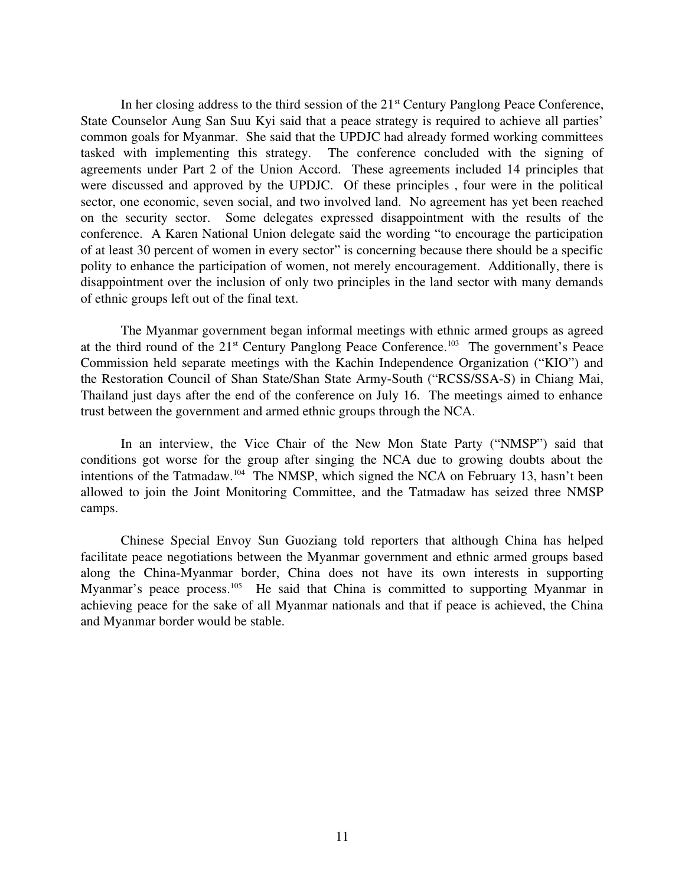In her closing address to the third session of the 21st Century Panglong Peace Conference, State Counselor Aung San Suu Kyi said that a peace strategy is required to achieve all parties' common goals for Myanmar. She said that the UPDJC had already formed working committees tasked with implementing this strategy. The conference concluded with the signing of agreements under Part 2 of the Union Accord. These agreements included 14 principles that were discussed and approved by the UPDJC. Of these principles , four were in the political sector, one economic, seven social, and two involved land. No agreement has yet been reached on the security sector. Some delegates expressed disappointment with the results of the conference. A Karen National Union delegate said the wording "to encourage the participation of at least 30 percent of women in every sector" is concerning because there should be a specific polity to enhance the participation of women, not merely encouragement. Additionally, there is disappointment over the inclusion of only two principles in the land sector with many demands of ethnic groups left out of the final text.

The Myanmar government began informal meetings with ethnic armed groups as agreed at the third round of the 21st Century Panglong Peace Conference.[103] The government's Peace Commission held separate meetings with the Kachin Independence Organization ("KIO") and the Restoration Council of Shan State/Shan State Army-South ("RCSS/SSA-S) in Chiang Mai, Thailand just days after the end of the conference on July 16. The meetings aimed to enhance trust between the government and armed ethnic groups through the NCA.

In an interview, the Vice Chair of the New Mon State Party ("NMSP") said that conditions got worse for the group after singing the NCA due to growing doubts about the intentions of the Tatmadaw.[104] The NMSP, which signed the NCA on February 13, hasn't been allowed to join the Joint Monitoring Committee, and the Tatmadaw has seized three NMSP camps.

Chinese Special Envoy Sun Guoziang told reporters that although China has helped facilitate peace negotiations between the Myanmar government and ethnic armed groups based along the China-Myanmar border, China does not have its own interests in supporting Myanmar's peace process.[105] He said that China is committed to supporting Myanmar in achieving peace for the sake of all Myanmar nationals and that if peace is achieved, the China and Myanmar border would be stable.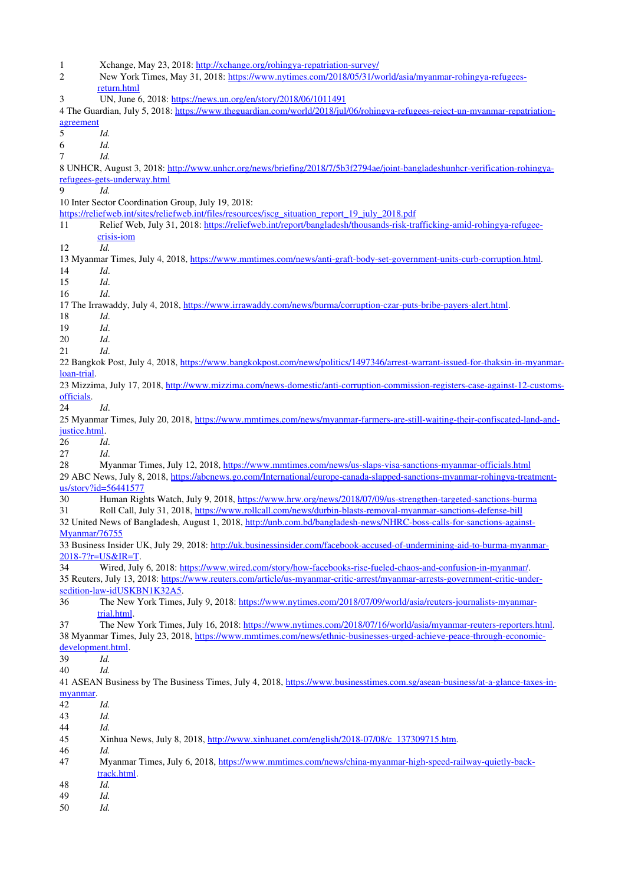1 Xchange, May 23, 2018: http://xchange.org/rohingya-repatriation-survey/

2 New York Times, May 31, 2018: https://www.nytimes.com/2018/05/31/world/asia/myanmar-rohingya-refugees-return.html

3 UN, June 6, 2018: https://news.un.org/en/story/2018/06/1011491

4 The Guardian, July 5, 2018: https://www.theguardian.com/world/2018/jul/06/rohingya-refugees-reject-un-myanmar-repatriation-agreement

5 *Id.*

6 *Id.*

7 *Id.*

8 UNHCR, August 3, 2018: http://www.unhcr.org/news/briefing/2018/7/5b3f2794ae/joint-bangladeshunhcr-verification-rohingya-refugees-gets-underway.html

9 *Id.*

10 Inter Sector Coordination Group, July 19, 2018: https://reliefweb.int/sites/reliefweb.int/files/resources/iscg_situation_report_19_july_2018.pdf

11 Relief Web, July 31, 2018: https://reliefweb.int/report/bangladesh/thousands-risk-trafficking-amid-rohingya-refugee-crisis-iom

12 *Id.*

13 Myanmar Times, July 4, 2018, https://www.mmtimes.com/news/anti-graft-body-set-government-units-curb-corruption.html.

14 *Id.*

15 *Id.*

16 *Id.*

17 The Irrawaddy, July 4, 2018, https://www.irrawaddy.com/news/burma/corruption-czar-puts-bribe-payers-alert.html.

18 *Id.*

19 *Id.*

20 *Id.*

21 *Id.*

22 Bangkok Post, July 4, 2018, https://www.bangkokpost.com/news/politics/1497346/arrest-warrant-issued-for-thaksin-in-myanmar-loan-trial.

23 Mizzima, July 17, 2018, http://www.mizzima.com/news-domestic/anti-corruption-commission-registers-case-against-12-customs-officials.

24 *Id.*

25 Myanmar Times, July 20, 2018, https://www.mmtimes.com/news/myanmar-farmers-are-still-waiting-their-confiscated-land-and-justice.html.

26 *Id.*

27 *Id.*

28 Myanmar Times, July 12, 2018, https://www.mmtimes.com/news/us-slaps-visa-sanctions-myanmar-officials.html

29 ABC News, July 8, 2018, https://abcnews.go.com/International/europe-canada-slapped-sanctions-myanmar-rohingya-treatment-us/story?id=56441577

30 Human Rights Watch, July 9, 2018, https://www.hrw.org/news/2018/07/09/us-strengthen-targeted-sanctions-burma

31 Roll Call, July 31, 2018, https://www.rollcall.com/news/durbin-blasts-removal-myanmar-sanctions-defense-bill

32 United News of Bangladesh, August 1, 2018, http://unb.com.bd/bangladesh-news/NHRC-boss-calls-for-sanctions-against-Myanmar/76755

33 Business Insider UK, July 29, 2018: http://uk.businessinsider.com/facebook-accused-of-undermining-aid-to-burma-myanmar-2018-7?r=US&IR=T.

34 Wired, July 6, 2018: https://www.wired.com/story/how-facebooks-rise-fueled-chaos-and-confusion-in-myanmar/.

35 Reuters, July 13, 2018: https://www.reuters.com/article/us-myanmar-critic-arrest/myanmar-arrests-government-critic-under-sedition-law-idUSKBN1K32A5.

36 The New York Times, July 9, 2018: https://www.nytimes.com/2018/07/09/world/asia/reuters-journalists-myanmar-trial.html.

37 The New York Times, July 16, 2018: https://www.nytimes.com/2018/07/16/world/asia/myanmar-reuters-reporters.html.

38 Myanmar Times, July 23, 2018, https://www.mmtimes.com/news/ethnic-businesses-urged-achieve-peace-through-economic-development.html.

39 *Id.*

40 *Id.*

41 ASEAN Business by The Business Times, July 4, 2018, https://www.businesstimes.com.sg/asean-business/at-a-glance-taxes-in-myanmar.

42 *Id.*

43 *Id.*

44 *Id.*

45 Xinhua News, July 8, 2018, http://www.xinhuanet.com/english/2018-07/08/c_137309715.htm.

46 *Id.*

47 Myanmar Times, July 6, 2018, https://www.mmtimes.com/news/china-myanmar-high-speed-railway-quietly-back-track.html.

48 *Id.*

49 *Id.*

50 *Id.*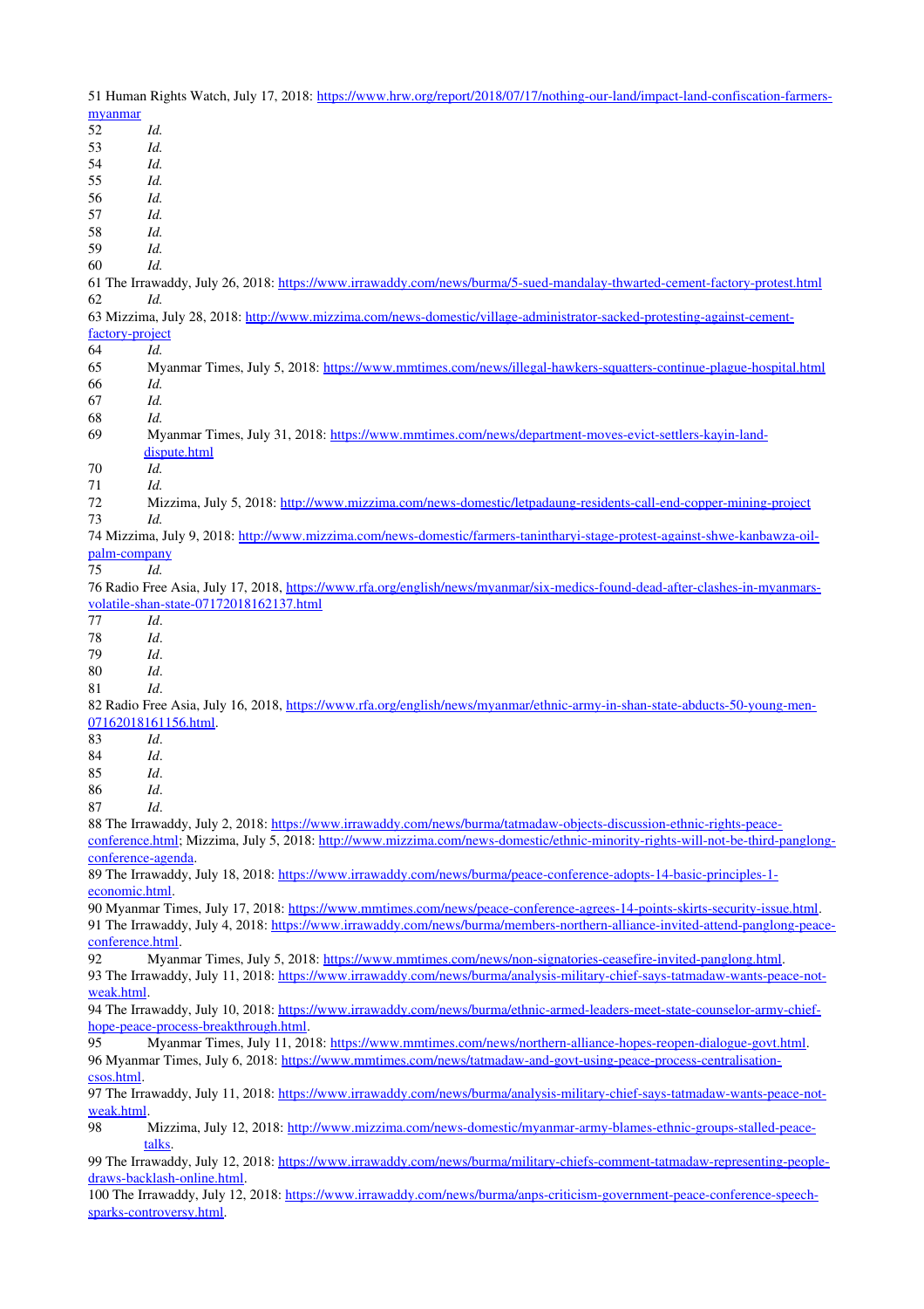51 Human Rights Watch, July 17, 2018: https://www.hrw.org/report/2018/07/17/nothing-our-land/impact-land-confiscation-farmers-myanmar

52 *Id.*

53 *Id.*

54 *Id.*

55 *Id.*

56 *Id.*

57 *Id.*

58 *Id.*

59 *Id.*

60 *Id.*

61 The Irrawaddy, July 26, 2018: https://www.irrawaddy.com/news/burma/5-sued-mandalay-thwarted-cement-factory-protest.html

62 *Id.*

63 Mizzima, July 28, 2018: http://www.mizzima.com/news-domestic/village-administrator-sacked-protesting-against-cement-factory-project

64 *Id.*

65 Myanmar Times, July 5, 2018: https://www.mmtimes.com/news/illegal-hawkers-squatters-continue-plague-hospital.html

66 *Id.*

67 *Id.*

68 *Id.*

69 Myanmar Times, July 31, 2018: https://www.mmtimes.com/news/department-moves-evict-settlers-kayin-land-dispute.html

70 *Id.*

71 *Id.*

72 Mizzima, July 5, 2018: http://www.mizzima.com/news-domestic/letpadaung-residents-call-end-copper-mining-project

73 *Id.*

74 Mizzima, July 9, 2018: http://www.mizzima.com/news-domestic/farmers-tanintharyi-stage-protest-against-shwe-kanbawza-oil-palm-company

75 *Id.*

76 Radio Free Asia, July 17, 2018, https://www.rfa.org/english/news/myanmar/six-medics-found-dead-after-clashes-in-myanmars-volatile-shan-state-07172018162137.html

77 *Id*.

78 *Id*.

79 *Id*.

80 *Id*.

81 *Id*.

82 Radio Free Asia, July 16, 2018, https://www.rfa.org/english/news/myanmar/ethnic-army-in-shan-state-abducts-50-young-men-07162018161156.html.

83 *Id*.

84 *Id*.

85 *Id*.

86 *Id*.

87 *Id*.

88 The Irrawaddy, July 2, 2018: https://www.irrawaddy.com/news/burma/tatmadaw-objects-discussion-ethnic-rights-peace-conference.html; Mizzima, July 5, 2018: http://www.mizzima.com/news-domestic/ethnic-minority-rights-will-not-be-third-panglong-conference-agenda.

89 The Irrawaddy, July 18, 2018: https://www.irrawaddy.com/news/burma/peace-conference-adopts-14-basic-principles-1-economic.html.

90 Myanmar Times, July 17, 2018: https://www.mmtimes.com/news/peace-conference-agrees-14-points-skirts-security-issue.html.

91 The Irrawaddy, July 4, 2018: https://www.irrawaddy.com/news/burma/members-northern-alliance-invited-attend-panglong-peace-conference.html.

92 Myanmar Times, July 5, 2018: https://www.mmtimes.com/news/non-signatories-ceasefire-invited-panglong.html.

93 The Irrawaddy, July 11, 2018: https://www.irrawaddy.com/news/burma/analysis-military-chief-says-tatmadaw-wants-peace-not-weak.html.

94 The Irrawaddy, July 10, 2018: https://www.irrawaddy.com/news/burma/ethnic-armed-leaders-meet-state-counselor-army-chief-hope-peace-process-breakthrough.html.

95 Myanmar Times, July 11, 2018: https://www.mmtimes.com/news/northern-alliance-hopes-reopen-dialogue-govt.html.

96 Myanmar Times, July 6, 2018: https://www.mmtimes.com/news/tatmadaw-and-govt-using-peace-process-centralisation-csos.html.

97 The Irrawaddy, July 11, 2018: https://www.irrawaddy.com/news/burma/analysis-military-chief-says-tatmadaw-wants-peace-not-weak.html.

98 Mizzima, July 12, 2018: http://www.mizzima.com/news-domestic/myanmar-army-blames-ethnic-groups-stalled-peace-talks.

99 The Irrawaddy, July 12, 2018: https://www.irrawaddy.com/news/burma/military-chiefs-comment-tatmadaw-representing-people-draws-backlash-online.html.

100 The Irrawaddy, July 12, 2018: https://www.irrawaddy.com/news/burma/anps-criticism-government-peace-conference-speech-sparks-controversy.html.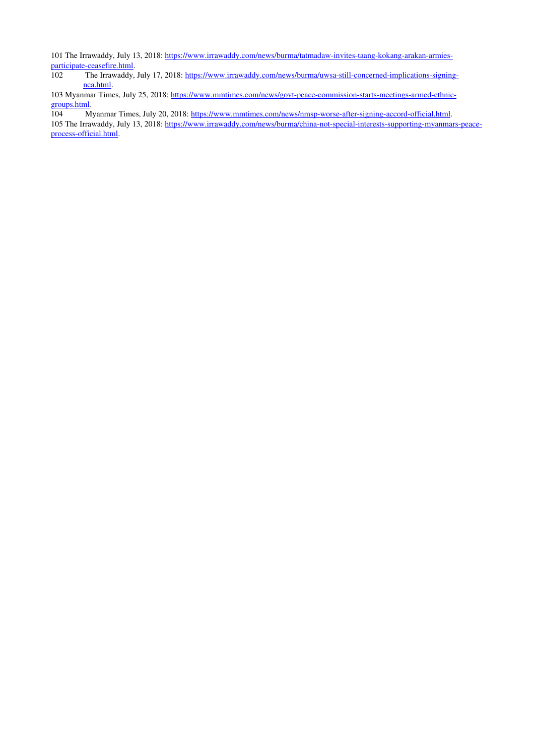101 The Irrawaddy, July 13, 2018: https://www.irrawaddy.com/news/burma/tatmadaw-invites-taang-kokang-arakan-armies-participate-ceasefire.html.

102 The Irrawaddy, July 17, 2018: https://www.irrawaddy.com/news/burma/uwsa-still-concerned-implications-signing-nca.html.

103 Myanmar Times, July 25, 2018: https://www.mmtimes.com/news/govt-peace-commission-starts-meetings-armed-ethnic-groups.html.

104 Myanmar Times, July 20, 2018: https://www.mmtimes.com/news/nmsp-worse-after-signing-accord-official.html.

105 The Irrawaddy, July 13, 2018: https://www.irrawaddy.com/news/burma/china-not-special-interests-supporting-myanmars-peace-process-official.html.